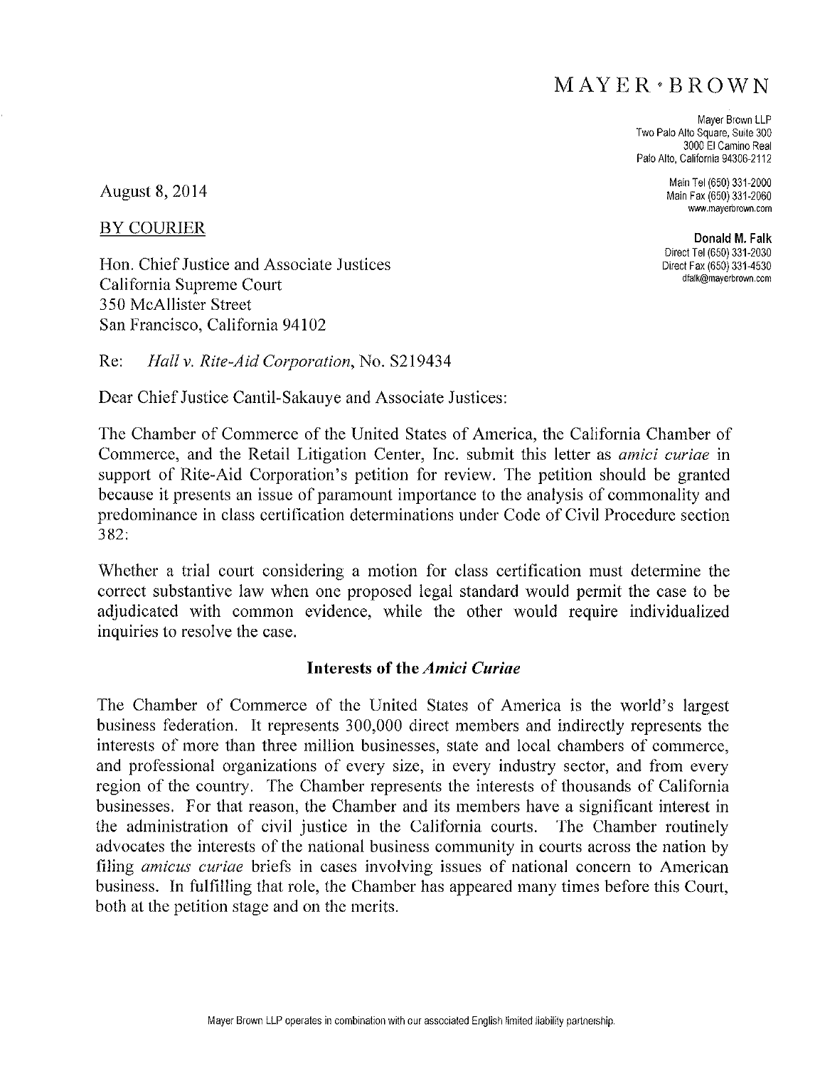MAYER • BROWN

Mayer Brown LLP
Two Palo Alto Square, Suite 300
3000 El Camino Real
Palo Alto, California 94306-2112

Main Tel (650) 331-2000
Main Fax (650) 331-2060
www.mayerbrown.com

**Donald M. Falk**
Direct Tel (650) 331-2030
Direct Fax (650) 331-4530
dfalk@mayerbrown.com

August 8, 2014

BY COURIER

Hon. Chief Justice and Associate Justices
California Supreme Court
350 McAllister Street
San Francisco, California 94102

Re: *Hall v. Rite-Aid Corporation*, No. S219434

Dear Chief Justice Cantil-Sakauye and Associate Justices:

The Chamber of Commerce of the United States of America, the California Chamber of Commerce, and the Retail Litigation Center, Inc. submit this letter as *amici curiae* in support of Rite-Aid Corporation's petition for review. The petition should be granted because it presents an issue of paramount importance to the analysis of commonality and predominance in class certification determinations under Code of Civil Procedure section 382:

Whether a trial court considering a motion for class certification must determine the correct substantive law when one proposed legal standard would permit the case to be adjudicated with common evidence, while the other would require individualized inquiries to resolve the case.

## Interests of the *Amici Curiae*

The Chamber of Commerce of the United States of America is the world's largest business federation. It represents 300,000 direct members and indirectly represents the interests of more than three million businesses, state and local chambers of commerce, and professional organizations of every size, in every industry sector, and from every region of the country. The Chamber represents the interests of thousands of California businesses. For that reason, the Chamber and its members have a significant interest in the administration of civil justice in the California courts. The Chamber routinely advocates the interests of the national business community in courts across the nation by filing *amicus curiae* briefs in cases involving issues of national concern to American business. In fulfilling that role, the Chamber has appeared many times before this Court, both at the petition stage and on the merits.

Mayer Brown LLP operates in combination with our associated English limited liability partnership.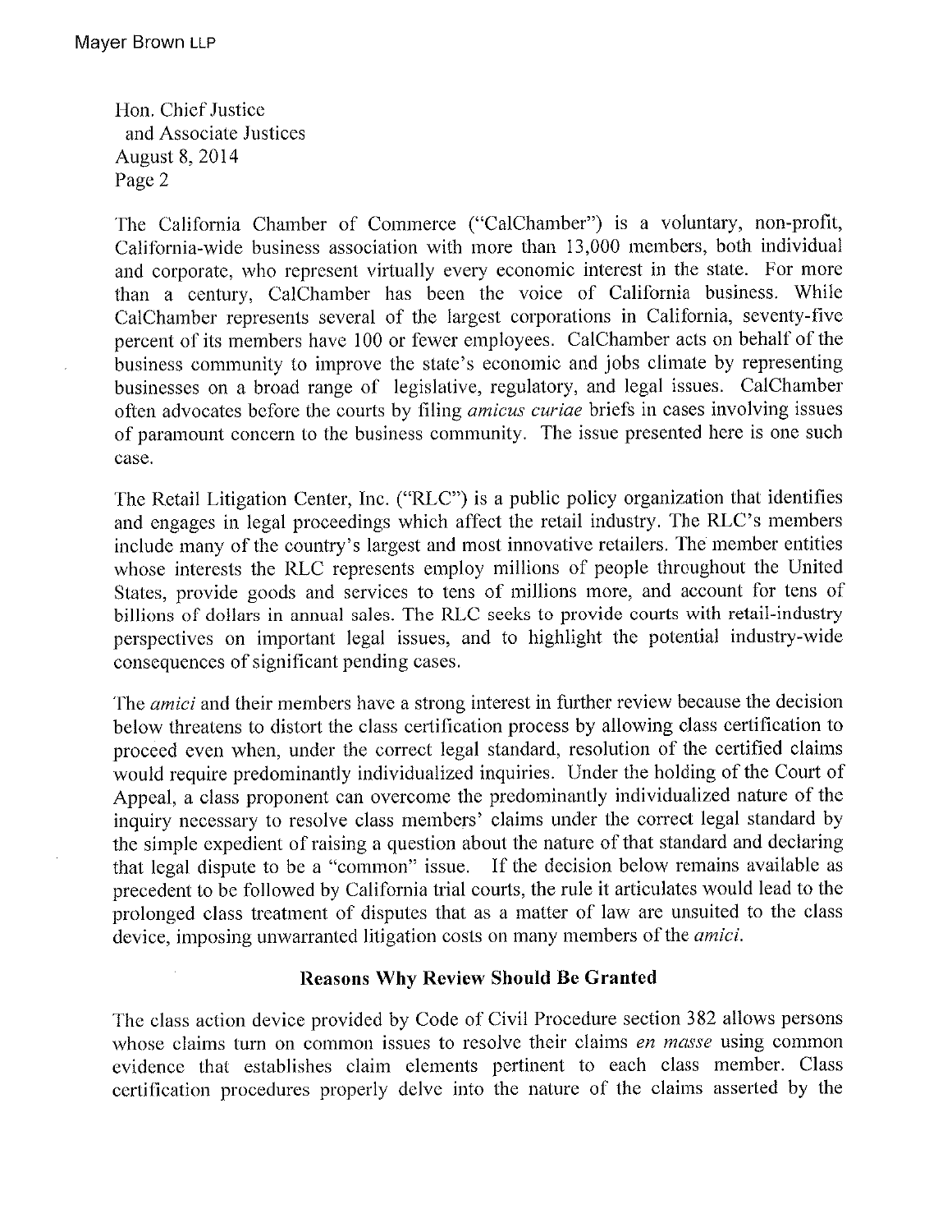The California Chamber of Commerce ("CalChamber") is a voluntary, non-profit, California-wide business association with more than 13,000 members, both individual and corporate, who represent virtually every economic interest in the state. For more than a century, CalChamber has been the voice of California business. While CalChamber represents several of the largest corporations in California, seventy-five percent of its members have 100 or fewer employees. CalChamber acts on behalf of the business community to improve the state's economic and jobs climate by representing businesses on a broad range of legislative, regulatory, and legal issues. CalChamber often advocates before the courts by filing *amicus curiae* briefs in cases involving issues of paramount concern to the business community. The issue presented here is one such case.

The Retail Litigation Center, Inc. ("RLC") is a public policy organization that identifies and engages in legal proceedings which affect the retail industry. The RLC's members include many of the country's largest and most innovative retailers. The member entities whose interests the RLC represents employ millions of people throughout the United States, provide goods and services to tens of millions more, and account for tens of billions of dollars in annual sales. The RLC seeks to provide courts with retail-industry perspectives on important legal issues, and to highlight the potential industry-wide consequences of significant pending cases.

The *amici* and their members have a strong interest in further review because the decision below threatens to distort the class certification process by allowing class certification to proceed even when, under the correct legal standard, resolution of the certified claims would require predominantly individualized inquiries. Under the holding of the Court of Appeal, a class proponent can overcome the predominantly individualized nature of the inquiry necessary to resolve class members' claims under the correct legal standard by the simple expedient of raising a question about the nature of that standard and declaring that legal dispute to be a "common" issue. If the decision below remains available as precedent to be followed by California trial courts, the rule it articulates would lead to the prolonged class treatment of disputes that as a matter of law are unsuited to the class device, imposing unwarranted litigation costs on many members of the *amici*.

**Reasons Why Review Should Be Granted**

The class action device provided by Code of Civil Procedure section 382 allows persons whose claims turn on common issues to resolve their claims *en masse* using common evidence that establishes claim elements pertinent to each class member. Class certification procedures properly delve into the nature of the claims asserted by the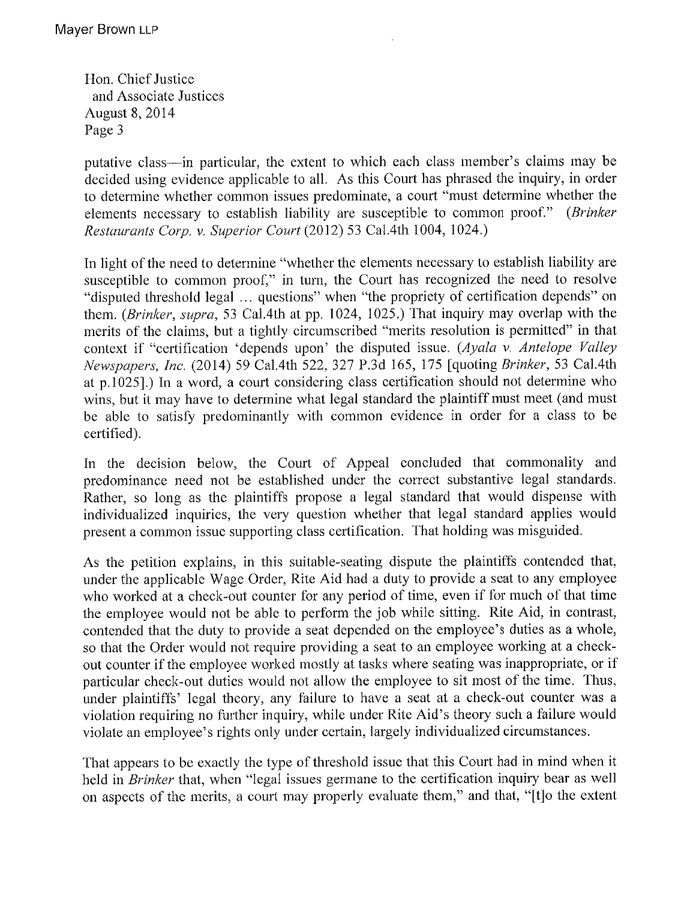putative class—in particular, the extent to which each class member's claims may be decided using evidence applicable to all. As this Court has phrased the inquiry, in order to determine whether common issues predominate, a court "must determine whether the elements necessary to establish liability are susceptible to common proof." (*Brinker Restaurants Corp. v. Superior Court* (2012) 53 Cal.4th 1004, 1024.)

In light of the need to determine "whether the elements necessary to establish liability are susceptible to common proof," in turn, the Court has recognized the need to resolve "disputed threshold legal ... questions" when "the propriety of certification depends" on them. (*Brinker, supra*, 53 Cal.4th at pp. 1024, 1025.) That inquiry may overlap with the merits of the claims, but a tightly circumscribed "merits resolution is permitted" in that context if "certification 'depends upon' the disputed issue. (*Ayala v. Antelope Valley Newspapers, Inc.* (2014) 59 Cal.4th 522, 327 P.3d 165, 175 [quoting *Brinker*, 53 Cal.4th at p.1025].) In a word, a court considering class certification should not determine who wins, but it may have to determine what legal standard the plaintiff must meet (and must be able to satisfy predominantly with common evidence in order for a class to be certified).

In the decision below, the Court of Appeal concluded that commonality and predominance need not be established under the correct substantive legal standards. Rather, so long as the plaintiffs propose a legal standard that would dispense with individualized inquiries, the very question whether that legal standard applies would present a common issue supporting class certification. That holding was misguided.

As the petition explains, in this suitable-seating dispute the plaintiffs contended that, under the applicable Wage Order, Rite Aid had a duty to provide a seat to any employee who worked at a check-out counter for any period of time, even if for much of that time the employee would not be able to perform the job while sitting. Rite Aid, in contrast, contended that the duty to provide a seat depended on the employee's duties as a whole, so that the Order would not require providing a seat to an employee working at a check-out counter if the employee worked mostly at tasks where seating was inappropriate, or if particular check-out duties would not allow the employee to sit most of the time. Thus, under plaintiffs' legal theory, any failure to have a seat at a check-out counter was a violation requiring no further inquiry, while under Rite Aid's theory such a failure would violate an employee's rights only under certain, largely individualized circumstances.

That appears to be exactly the type of threshold issue that this Court had in mind when it held in *Brinker* that, when "legal issues germane to the certification inquiry bear as well on aspects of the merits, a court may properly evaluate them," and that, "[t]o the extent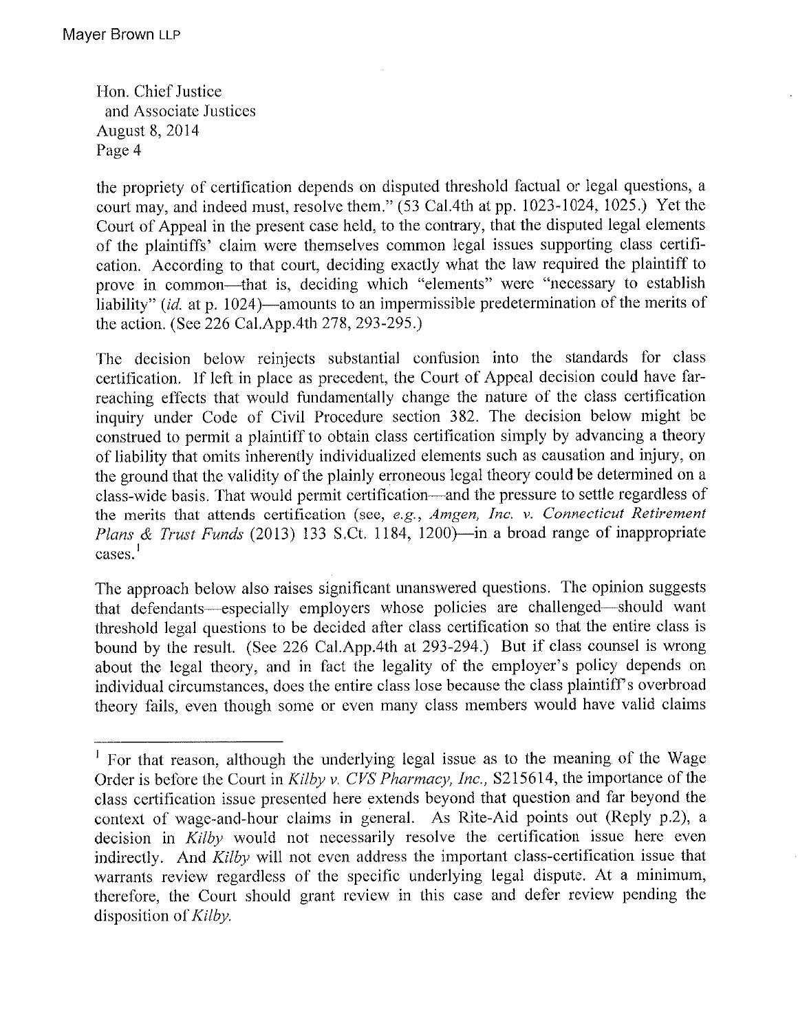the propriety of certification depends on disputed threshold factual or legal questions, a court may, and indeed must, resolve them." (53 Cal.4th at pp. 1023-1024, 1025.) Yet the Court of Appeal in the present case held, to the contrary, that the disputed legal elements of the plaintiffs' claim were themselves common legal issues supporting class certification. According to that court, deciding exactly what the law required the plaintiff to prove in common—that is, deciding which "elements" were "necessary to establish liability" (*id.* at p. 1024)—amounts to an impermissible predetermination of the merits of the action. (See 226 Cal.App.4th 278, 293-295.)

The decision below reinjects substantial confusion into the standards for class certification. If left in place as precedent, the Court of Appeal decision could have far-reaching effects that would fundamentally change the nature of the class certification inquiry under Code of Civil Procedure section 382. The decision below might be construed to permit a plaintiff to obtain class certification simply by advancing a theory of liability that omits inherently individualized elements such as causation and injury, on the ground that the validity of the plainly erroneous legal theory could be determined on a class-wide basis. That would permit certification—and the pressure to settle regardless of the merits that attends certification (see, *e.g.*, *Amgen, Inc. v. Connecticut Retirement Plans & Trust Funds* (2013) 133 S.Ct. 1184, 1200)—in a broad range of inappropriate cases.[1]

The approach below also raises significant unanswered questions. The opinion suggests that defendants—especially employers whose policies are challenged—should want threshold legal questions to be decided after class certification so that the entire class is bound by the result. (See 226 Cal.App.4th at 293-294.) But if class counsel is wrong about the legal theory, and in fact the legality of the employer's policy depends on individual circumstances, does the entire class lose because the class plaintiff's overbroad theory fails, even though some or even many class members would have valid claims

---

[1] For that reason, although the underlying legal issue as to the meaning of the Wage Order is before the Court in *Kilby v. CVS Pharmacy, Inc.*, S215614, the importance of the class certification issue presented here extends beyond that question and far beyond the context of wage-and-hour claims in general. As Rite-Aid points out (Reply p.2), a decision in *Kilby* would not necessarily resolve the certification issue here even indirectly. And *Kilby* will not even address the important class-certification issue that warrants review regardless of the specific underlying legal dispute. At a minimum, therefore, the Court should grant review in this case and defer review pending the disposition of *Kilby*.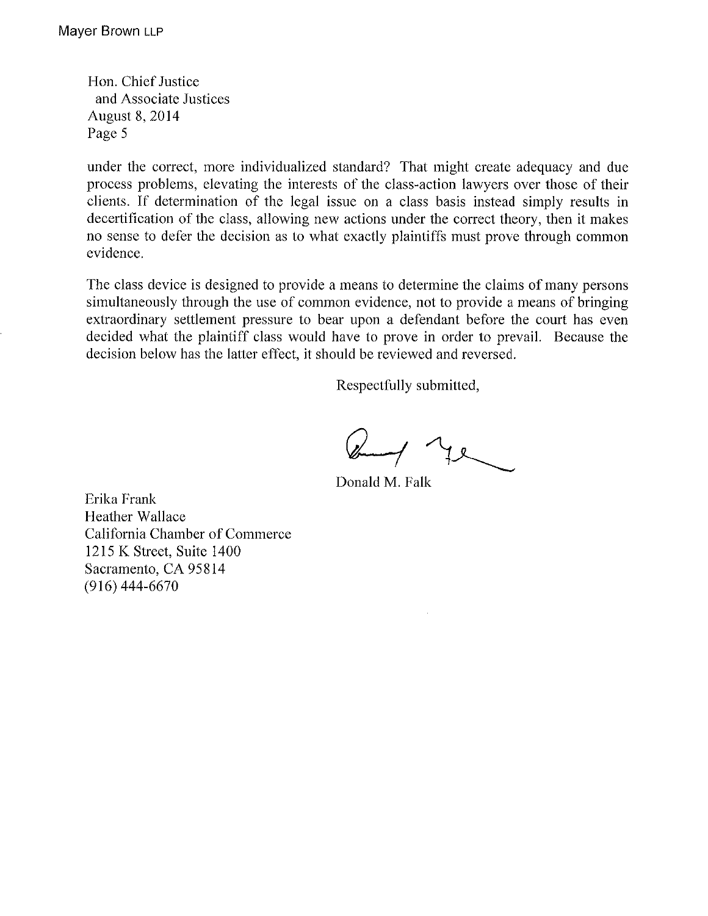under the correct, more individualized standard? That might create adequacy and due process problems, elevating the interests of the class-action lawyers over those of their clients. If determination of the legal issue on a class basis instead simply results in decertification of the class, allowing new actions under the correct theory, then it makes no sense to defer the decision as to what exactly plaintiffs must prove through common evidence.

The class device is designed to provide a means to determine the claims of many persons simultaneously through the use of common evidence, not to provide a means of bringing extraordinary settlement pressure to bear upon a defendant before the court has even decided what the plaintiff class would have to prove in order to prevail. Because the decision below has the latter effect, it should be reviewed and reversed.

Respectfully submitted,

Donald M. Falk

Erika Frank
Heather Wallace
California Chamber of Commerce
1215 K Street, Suite 1400
Sacramento, CA 95814
(916) 444-6670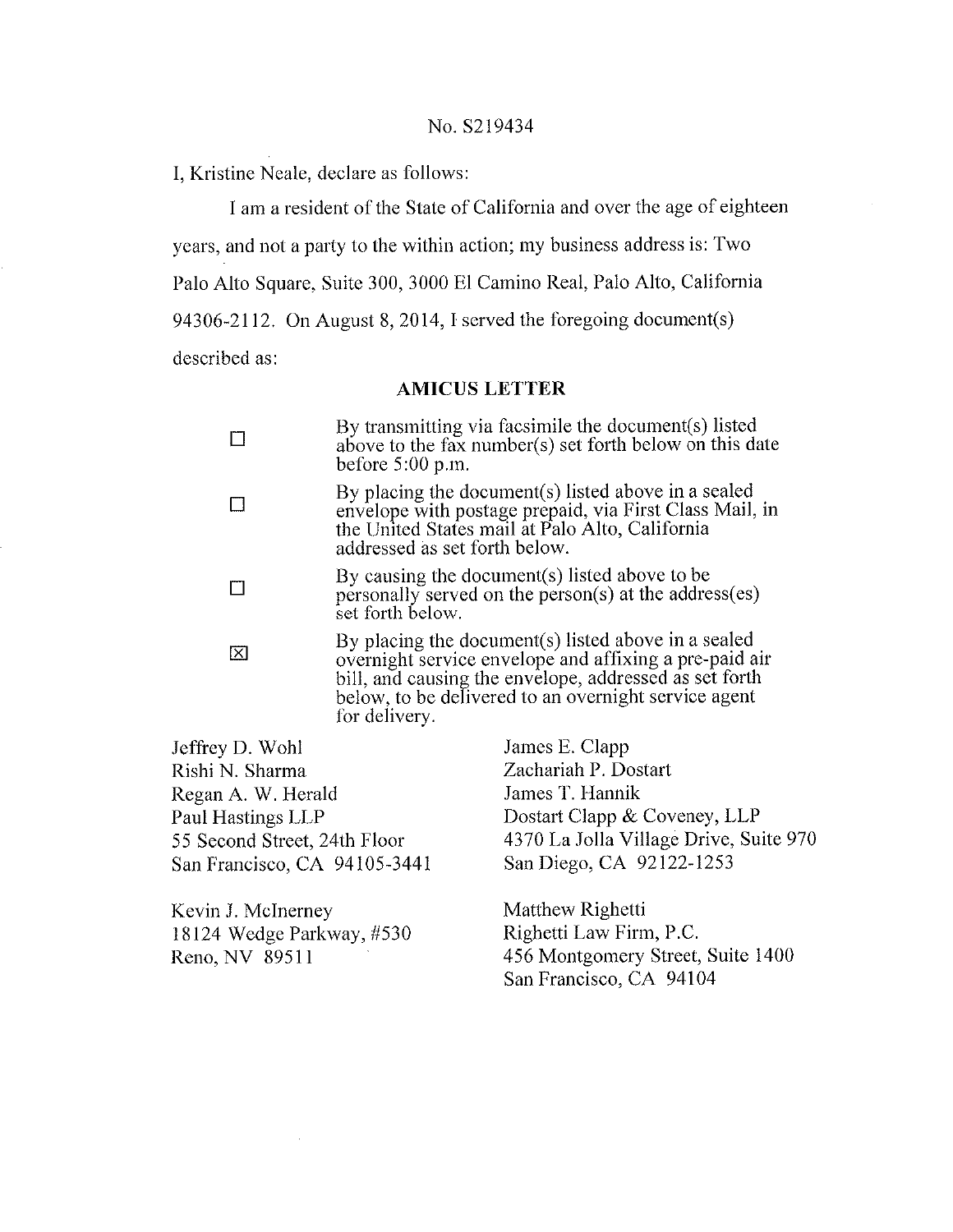No. S219434

I, Kristine Neale, declare as follows:

I am a resident of the State of California and over the age of eighteen years, and not a party to the within action; my business address is: Two Palo Alto Square, Suite 300, 3000 El Camino Real, Palo Alto, California 94306-2112. On August 8, 2014, I served the foregoing document(s) described as:

**AMICUS LETTER**

- ☐ By transmitting via facsimile the document(s) listed above to the fax number(s) set forth below on this date before 5:00 p.m.
- ☐ By placing the document(s) listed above in a sealed envelope with postage prepaid, via First Class Mail, in the United States mail at Palo Alto, California addressed as set forth below.
- ☐ By causing the document(s) listed above to be personally served on the person(s) at the address(es) set forth below.
- ☒ By placing the document(s) listed above in a sealed overnight service envelope and affixing a pre-paid air bill, and causing the envelope, addressed as set forth below, to be delivered to an overnight service agent for delivery.

Jeffrey D. Wohl
Rishi N. Sharma
Regan A. W. Herald
Paul Hastings LLP
55 Second Street, 24th Floor
San Francisco, CA 94105-3441

James E. Clapp
Zachariah P. Dostart
James T. Hannik
Dostart Clapp & Coveney, LLP
4370 La Jolla Village Drive, Suite 970
San Diego, CA 92122-1253

Kevin J. McInerney
18124 Wedge Parkway, #530
Reno, NV 89511

Matthew Righetti
Righetti Law Firm, P.C.
456 Montgomery Street, Suite 1400
San Francisco, CA 94104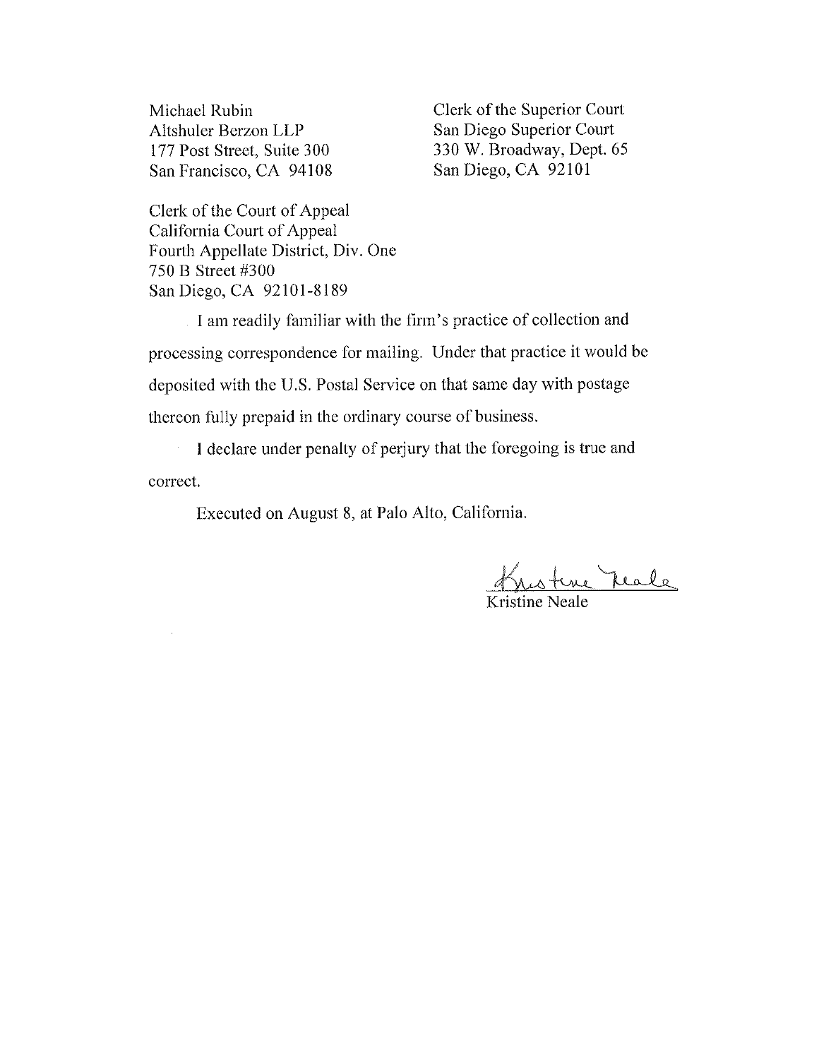Michael Rubin
Altshuler Berzon LLP
177 Post Street, Suite 300
San Francisco, CA 94108

Clerk of the Superior Court
San Diego Superior Court
330 W. Broadway, Dept. 65
San Diego, CA 92101

Clerk of the Court of Appeal
California Court of Appeal
Fourth Appellate District, Div. One
750 B Street #300
San Diego, CA 92101-8189

I am readily familiar with the firm's practice of collection and processing correspondence for mailing. Under that practice it would be deposited with the U.S. Postal Service on that same day with postage thereon fully prepaid in the ordinary course of business.

I declare under penalty of perjury that the foregoing is true and correct.

Executed on August 8, at Palo Alto, California.

Kristine Neale